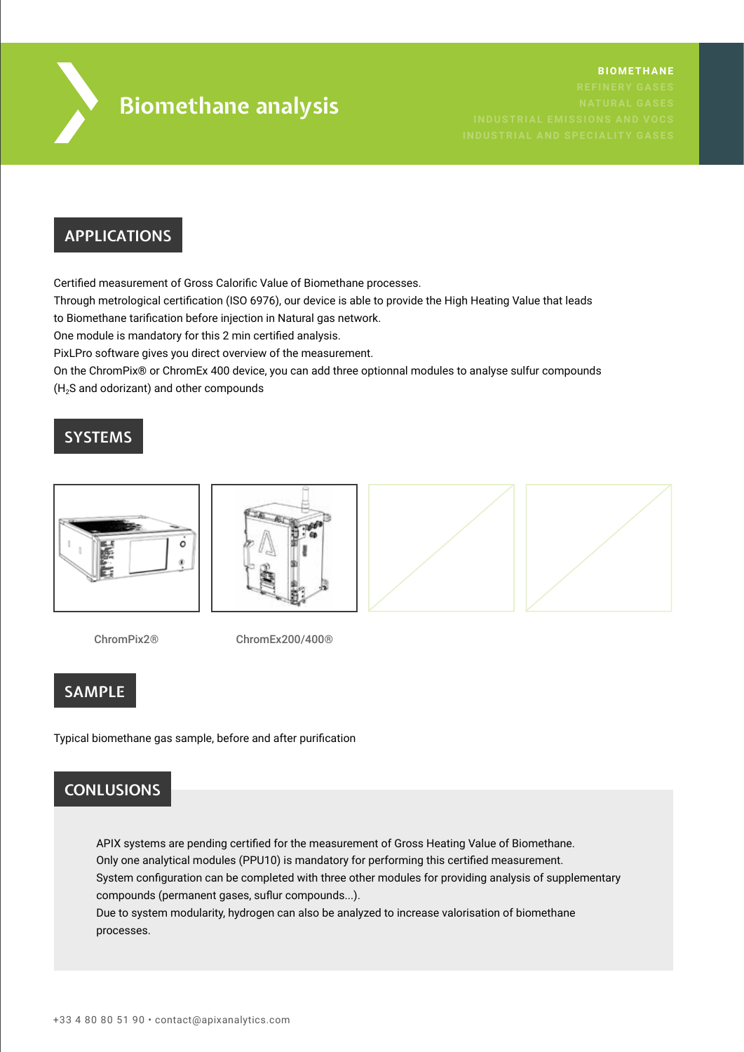# Biomethane analysis

BIOMETHANE
REFINERY GASES
NATURAL GASES
INDUSTRIAL EMISSIONS AND VOCS
INDUSTRIAL AND SPECIALITY GASES

## APPLICATIONS

Certified measurement of Gross Calorific Value of Biomethane processes.
Through metrological certification (ISO 6976), our device is able to provide the High Heating Value that leads to Biomethane tarification before injection in Natural gas network.
One module is mandatory for this 2 min certified analysis.
PixLPro software gives you direct overview of the measurement.
On the ChromPix® or ChromEx 400 device, you can add three optionnal modules to analyse sulfur compounds ($H_2S$ and odorizant) and other compounds

## SYSTEMS

ChromPix2®

ChromEx200/400®

## SAMPLE

Typical biomethane gas sample, before and after purification

## CONLUSIONS

APIX systems are pending certified for the measurement of Gross Heating Value of Biomethane.
Only one analytical modules (PPU10) is mandatory for performing this certified measurement.
System configuration can be completed with three other modules for providing analysis of supplementary compounds (permanent gases, suflur compounds...).
Due to system modularity, hydrogen can also be analyzed to increase valorisation of biomethane processes.

+33 4 80 80 51 90 • contact@apixanalytics.com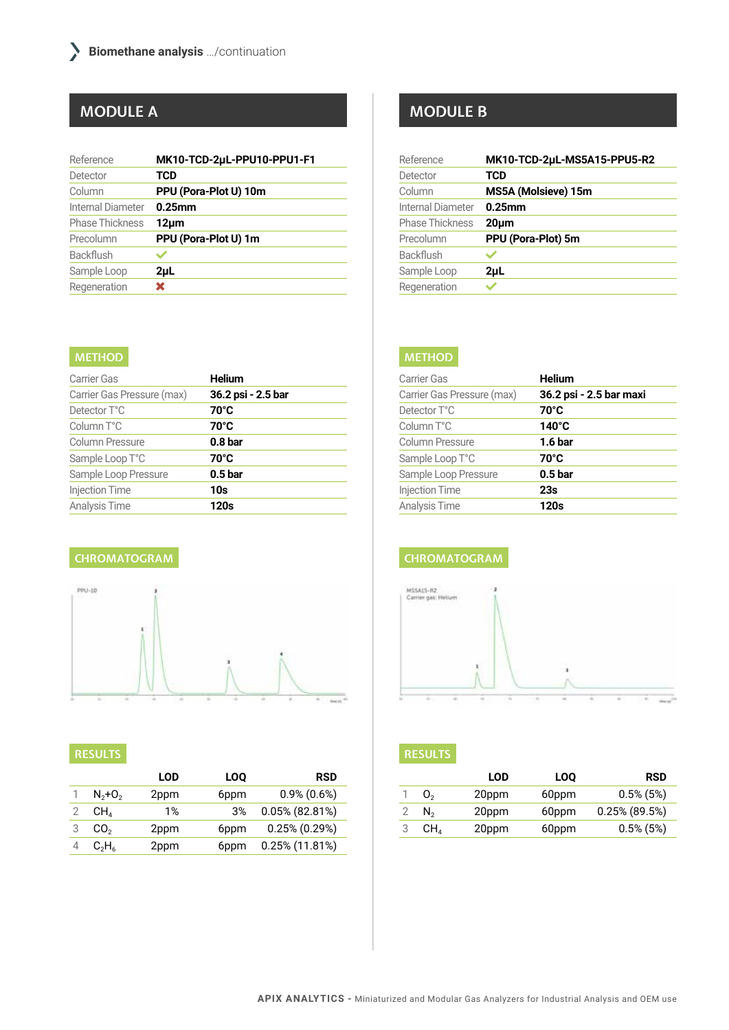## Biomethane analysis .../continuation

## MODULE A

| Reference | MK10-TCD-2µL-PPU10-PPU1-F1 |
|---|---|
| Detector | TCD |
| Column | PPU (Pora-Plot U) 10m |
| Internal Diameter | 0.25mm |
| Phase Thickness | 12µm |
| Precolumn | PPU (Pora-Plot U) 1m |
| Backflush | ✔ |
| Sample Loop | 2µL |
| Regeneration | ✖ |

### METHOD

| Carrier Gas | Helium |
|---|---|
| Carrier Gas Pressure (max) | 36.2 psi - 2.5 bar |
| Detector T°C | 70°C |
| Column T°C | 70°C |
| Column Pressure | 0.8 bar |
| Sample Loop T°C | 70°C |
| Sample Loop Pressure | 0.5 bar |
| Injection Time | 10s |
| Analysis Time | 120s |

### CHROMATOGRAM

### RESULTS

| | | LOD | LOQ | RSD |
|---|---|---|---|---|
| 1 | $N_2$+$O_2$ | 2ppm | 6ppm | 0.9% (0.6%) |
| 2 | $CH_4$ | 1% | 3% | 0.05% (82.81%) |
| 3 | $CO_2$ | 2ppm | 6ppm | 0.25% (0.29%) |
| 4 | $C_2H_6$ | 2ppm | 6ppm | 0.25% (11.81%) |

## MODULE B

| Reference | MK10-TCD-2µL-MS5A15-PPU5-R2 |
|---|---|
| Detector | TCD |
| Column | MS5A (Molsieve) 15m |
| Internal Diameter | 0.25mm |
| Phase Thickness | 20µm |
| Precolumn | PPU (Pora-Plot) 5m |
| Backflush | ✔ |
| Sample Loop | 2µL |
| Regeneration | ✔ |

### METHOD

| Carrier Gas | Helium |
|---|---|
| Carrier Gas Pressure (max) | 36.2 psi - 2.5 bar maxi |
| Detector T°C | 70°C |
| Column T°C | 140°C |
| Column Pressure | 1.6 bar |
| Sample Loop T°C | 70°C |
| Sample Loop Pressure | 0.5 bar |
| Injection Time | 23s |
| Analysis Time | 120s |

### CHROMATOGRAM

### RESULTS

| | | LOD | LOQ | RSD |
|---|---|---|---|---|
| 1 | $O_2$ | 20ppm | 60ppm | 0.5% (5%) |
| 2 | $N_2$ | 20ppm | 60ppm | 0.25% (89.5%) |
| 3 | $CH_4$ | 20ppm | 60ppm | 0.5% (5%) |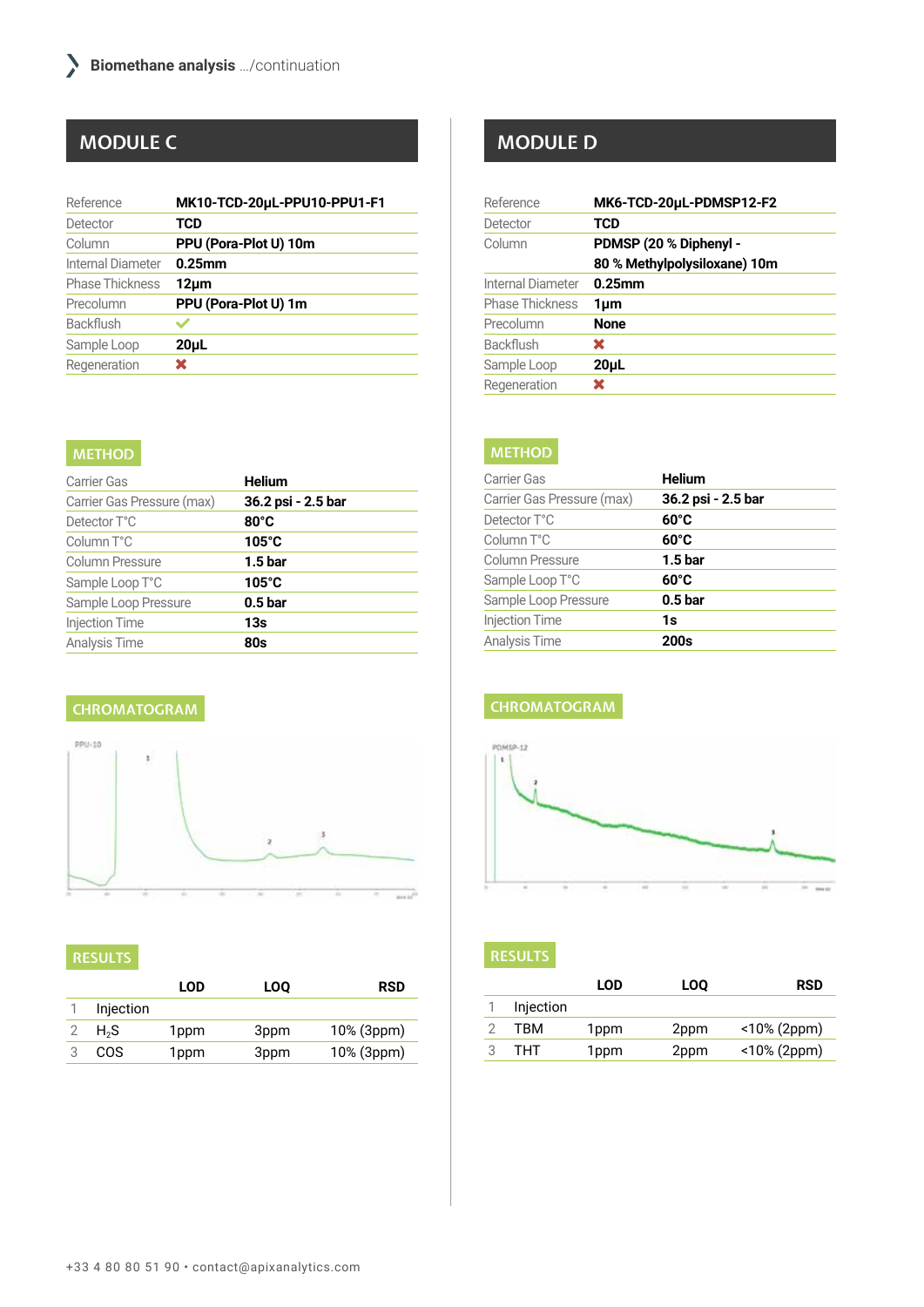Biomethane analysis .../continuation

## MODULE C

| | |
|---|---|
| Reference | **MK10-TCD-20µL-PPU10-PPU1-F1** |
| Detector | **TCD** |
| Column | **PPU (Pora-Plot U) 10m** |
| Internal Diameter | **0.25mm** |
| Phase Thickness | **12µm** |
| Precolumn | **PPU (Pora-Plot U) 1m** |
| Backflush | ✔ |
| Sample Loop | **20µL** |
| Regeneration | ✖ |

### METHOD

| | |
|---|---|
| Carrier Gas | **Helium** |
| Carrier Gas Pressure (max) | **36.2 psi - 2.5 bar** |
| Detector T°C | **80°C** |
| Column T°C | **105°C** |
| Column Pressure | **1.5 bar** |
| Sample Loop T°C | **105°C** |
| Sample Loop Pressure | **0.5 bar** |
| Injection Time | **13s** |
| Analysis Time | **80s** |

### CHROMATOGRAM

PPU-10

1

2

3

### RESULTS

| | | LOD | LOQ | RSD |
|---|---|---|---|---|
| 1 | Injection | | | |
| 2 | $H_2S$ | 1ppm | 3ppm | 10% (3ppm) |
| 3 | COS | 1ppm | 3ppm | 10% (3ppm) |

## MODULE D

| | |
|---|---|
| Reference | **MK6-TCD-20µL-PDMSP12-F2** |
| Detector | **TCD** |
| Column | **PDMSP (20 % Diphenyl - 80 % Methylpolysiloxane) 10m** |
| Internal Diameter | **0.25mm** |
| Phase Thickness | **1µm** |
| Precolumn | **None** |
| Backflush | ✖ |
| Sample Loop | **20µL** |
| Regeneration | ✖ |

### METHOD

| | |
|---|---|
| Carrier Gas | **Helium** |
| Carrier Gas Pressure (max) | **36.2 psi - 2.5 bar** |
| Detector T°C | **60°C** |
| Column T°C | **60°C** |
| Column Pressure | **1.5 bar** |
| Sample Loop T°C | **60°C** |
| Sample Loop Pressure | **0.5 bar** |
| Injection Time | **1s** |
| Analysis Time | **200s** |

### CHROMATOGRAM

PDMSP-12

1

2

3

### RESULTS

| | | LOD | LOQ | RSD |
|---|---|---|---|---|
| 1 | Injection | | | |
| 2 | TBM | 1ppm | 2ppm | <10% (2ppm) |
| 3 | THT | 1ppm | 2ppm | <10% (2ppm) |

+33 4 80 80 51 90 • contact@apixanalytics.com